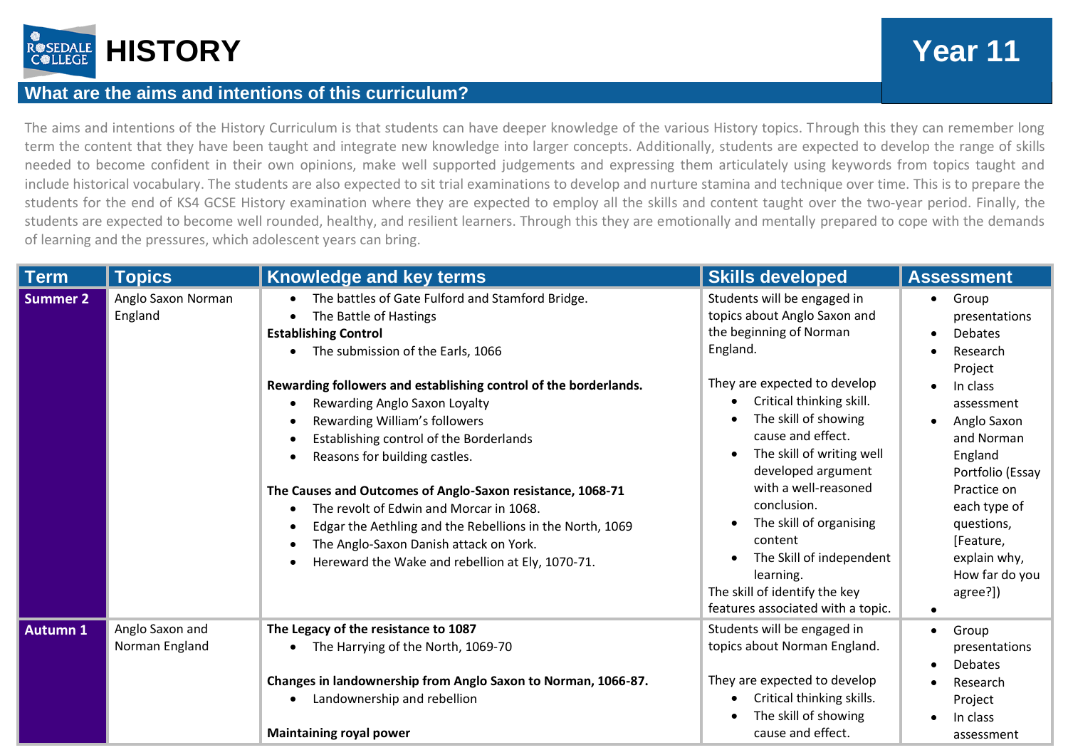# HISTORY

# Year 11

## What are the aims and intentions of this curriculum?

The aims and intentions of the History Curriculum is that students can have deeper knowledge of the various History topics. Through this they can remember long term the content that they have been taught and integrate new knowledge into larger concepts. Additionally, students are expected to develop the range of skills needed to become confident in their own opinions, make well supported judgements and expressing them articulately using keywords from topics taught and include historical vocabulary. The students are also expected to sit trial examinations to develop and nurture stamina and technique over time. This is to prepare the students for the end of KS4 GCSE History examination where they are expected to employ all the skills and content taught over the two-year period. Finally, the students are expected to become well rounded, healthy, and resilient learners. Through this they are emotionally and mentally prepared to cope with the demands of learning and the pressures, which adolescent years can bring.

| Term | Topics | Knowledge and key terms | Skills developed | Assessment |
|---|---|---|---|---|
| **Summer 2** | Anglo Saxon Norman England | • The battles of Gate Fulford and Stamford Bridge.<br>• The Battle of Hastings<br>**Establishing Control**<br>• The submission of the Earls, 1066<br><br>**Rewarding followers and establishing control of the borderlands.**<br>• Rewarding Anglo Saxon Loyalty<br>• Rewarding William's followers<br>• Establishing control of the Borderlands<br>• Reasons for building castles.<br><br>**The Causes and Outcomes of Anglo-Saxon resistance, 1068-71**<br>• The revolt of Edwin and Morcar in 1068.<br>• Edgar the Aethling and the Rebellions in the North, 1069<br>• The Anglo-Saxon Danish attack on York.<br>• Hereward the Wake and rebellion at Ely, 1070-71. | Students will be engaged in topics about Anglo Saxon and the beginning of Norman England.<br><br>They are expected to develop<br>• Critical thinking skill.<br>• The skill of showing cause and effect.<br>• The skill of writing well developed argument with a well-reasoned conclusion.<br>• The skill of organising content<br>• The Skill of independent learning.<br>The skill of identify the key features associated with a topic. | • Group presentations<br>• Debates<br>• Research Project<br>• In class assessment<br>• Anglo Saxon and Norman England Portfolio (Essay Practice on each type of questions, [Feature, explain why, How far do you agree?])<br>• |
| **Autumn 1** | Anglo Saxon and Norman England | **The Legacy of the resistance to 1087**<br>• The Harrying of the North, 1069-70<br><br>**Changes in landownership from Anglo Saxon to Norman, 1066-87.**<br>• Landownership and rebellion<br><br>**Maintaining royal power** | Students will be engaged in topics about Norman England.<br><br>They are expected to develop<br>• Critical thinking skills.<br>• The skill of showing cause and effect. | • Group presentations<br>• Debates<br>• Research Project<br>• In class assessment |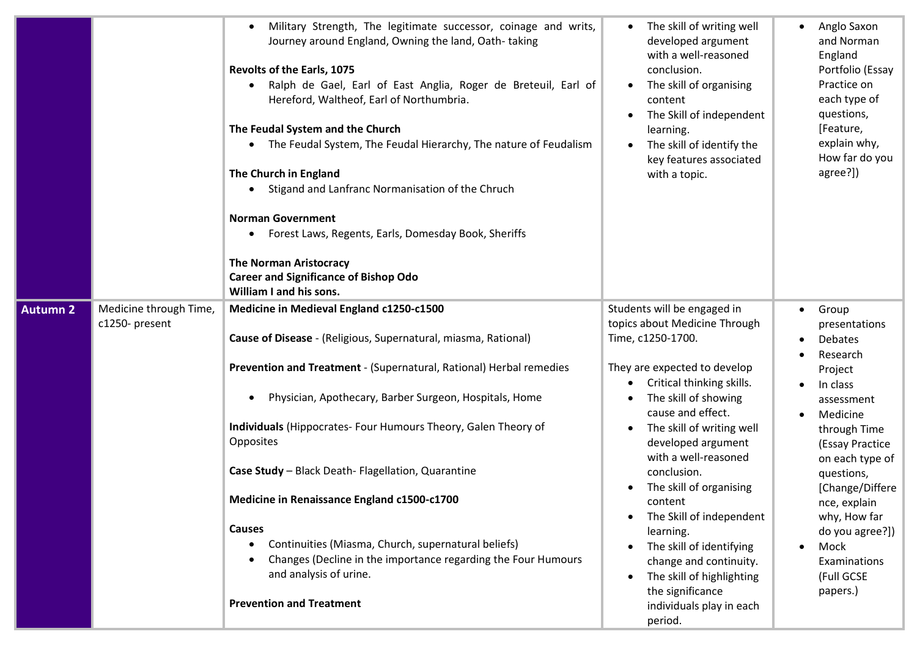| | | | | |
|---|---|---|---|---|
| | | • Military Strength, The legitimate successor, coinage and writs, Journey around England, Owning the land, Oath- taking<br><br>**Revolts of the Earls, 1075**<br>• Ralph de Gael, Earl of East Anglia, Roger de Breteuil, Earl of Hereford, Waltheof, Earl of Northumbria.<br><br>**The Feudal System and the Church**<br>• The Feudal System, The Feudal Hierarchy, The nature of Feudalism<br><br>**The Church in England**<br>• Stigand and Lanfranc Normanisation of the Chruch<br><br>**Norman Government**<br>• Forest Laws, Regents, Earls, Domesday Book, Sheriffs<br><br>**The Norman Aristocracy**<br>**Career and Significance of Bishop Odo**<br>**William I and his sons.** | • The skill of writing well developed argument with a well-reasoned conclusion.<br>• The skill of organising content<br>• The Skill of independent learning.<br>• The skill of identify the key features associated with a topic. | • Anglo Saxon and Norman England Portfolio (Essay Practice on each type of questions, [Feature, explain why, How far do you agree?]) |
| **Autumn 2** | Medicine through Time, c1250- present | **Medicine in Medieval England c1250-c1500**<br><br>**Cause of Disease** - (Religious, Supernatural, miasma, Rational)<br><br>**Prevention and Treatment** - (Supernatural, Rational) Herbal remedies<br>• Physician, Apothecary, Barber Surgeon, Hospitals, Home<br><br>**Individuals** (Hippocrates- Four Humours Theory, Galen Theory of Opposites<br><br>**Case Study** – Black Death- Flagellation, Quarantine<br><br>**Medicine in Renaissance England c1500-c1700**<br><br>**Causes**<br>• Continuities (Miasma, Church, supernatural beliefs)<br>• Changes (Decline in the importance regarding the Four Humours and analysis of urine.<br><br>**Prevention and Treatment** | Students will be engaged in topics about Medicine Through Time, c1250-1700.<br><br>They are expected to develop<br>• Critical thinking skills.<br>• The skill of showing cause and effect.<br>• The skill of writing well developed argument with a well-reasoned conclusion.<br>• The skill of organising content<br>• The Skill of independent learning.<br>• The skill of identifying change and continuity.<br>• The skill of highlighting the significance individuals play in each period. | • Group presentations<br>• Debates<br>• Research Project<br>• In class assessment<br>• Medicine through Time (Essay Practice on each type of questions, [Change/Difference, explain why, How far do you agree?])<br>• Mock Examinations (Full GCSE papers.) |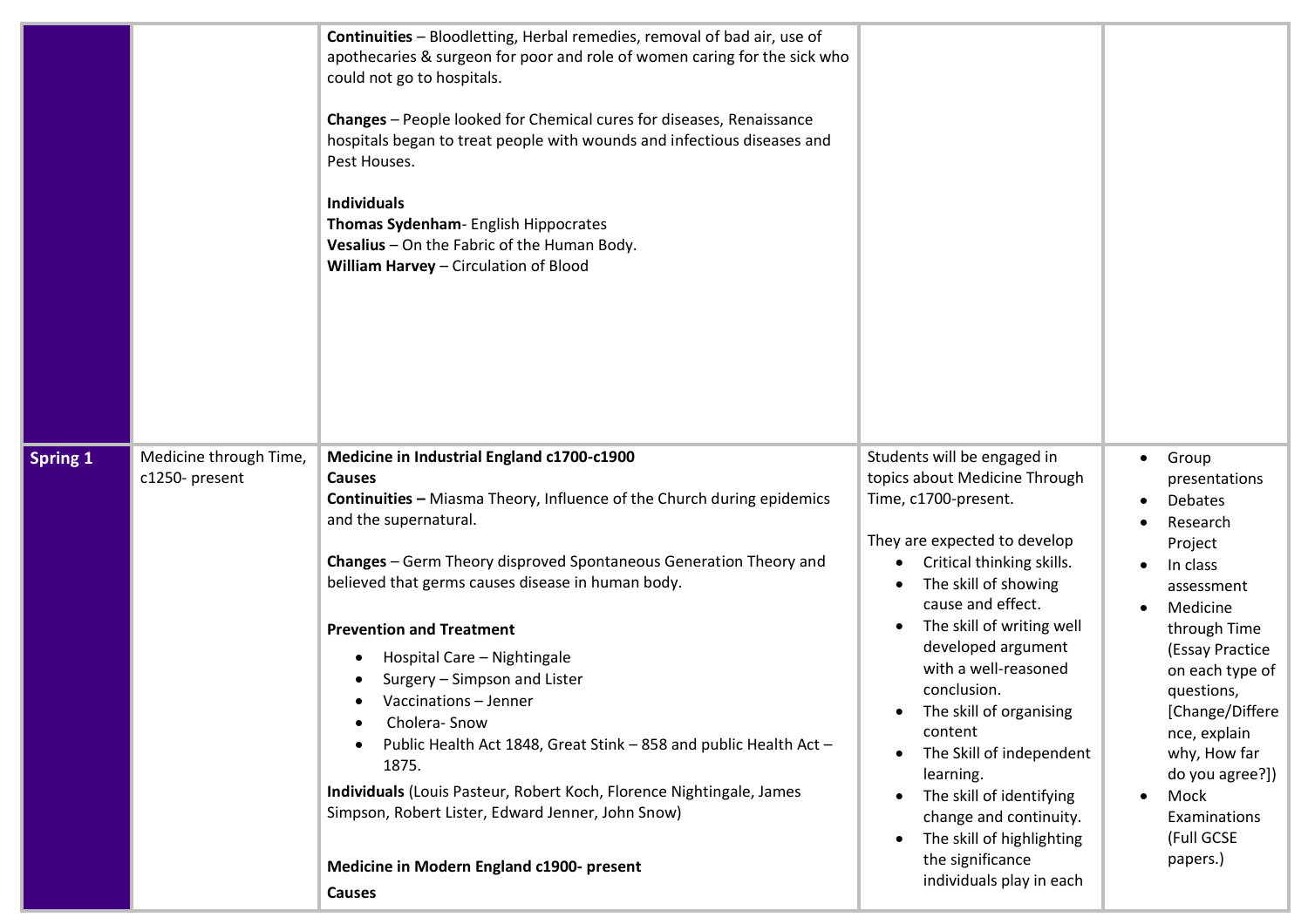| | | | | |
|---|---|---|---|---|
| | | **Continuities** – Bloodletting, Herbal remedies, removal of bad air, use of apothecaries & surgeon for poor and role of women caring for the sick who could not go to hospitals.<br><br>**Changes** – People looked for Chemical cures for diseases, Renaissance hospitals began to treat people with wounds and infectious diseases and Pest Houses.<br><br>**Individuals**<br>**Thomas Sydenham**- English Hippocrates<br>**Vesalius** – On the Fabric of the Human Body.<br>**William Harvey** – Circulation of Blood | | |
| **Spring 1** | Medicine through Time, c1250- present | **Medicine in Industrial England c1700-c1900**<br>**Causes**<br>**Continuities –** Miasma Theory, Influence of the Church during epidemics and the supernatural.<br><br>**Changes** – Germ Theory disproved Spontaneous Generation Theory and believed that germs causes disease in human body.<br><br>**Prevention and Treatment**<br>• Hospital Care – Nightingale<br>• Surgery – Simpson and Lister<br>• Vaccinations – Jenner<br>• Cholera- Snow<br>• Public Health Act 1848, Great Stink – 858 and public Health Act – 1875.<br>**Individuals** (Louis Pasteur, Robert Koch, Florence Nightingale, James Simpson, Robert Lister, Edward Jenner, John Snow)<br><br>**Medicine in Modern England c1900- present**<br>**Causes** | Students will be engaged in topics about Medicine Through Time, c1700-present.<br><br>They are expected to develop<br>• Critical thinking skills.<br>• The skill of showing cause and effect.<br>• The skill of writing well developed argument with a well-reasoned conclusion.<br>• The skill of organising content<br>• The Skill of independent learning.<br>• The skill of identifying change and continuity.<br>• The skill of highlighting the significance individuals play in each | • Group presentations<br>• Debates<br>• Research Project<br>• In class assessment<br>• Medicine through Time (Essay Practice on each type of questions, [Change/Difference, explain why, How far do you agree?])<br>• Mock Examinations (Full GCSE papers.) |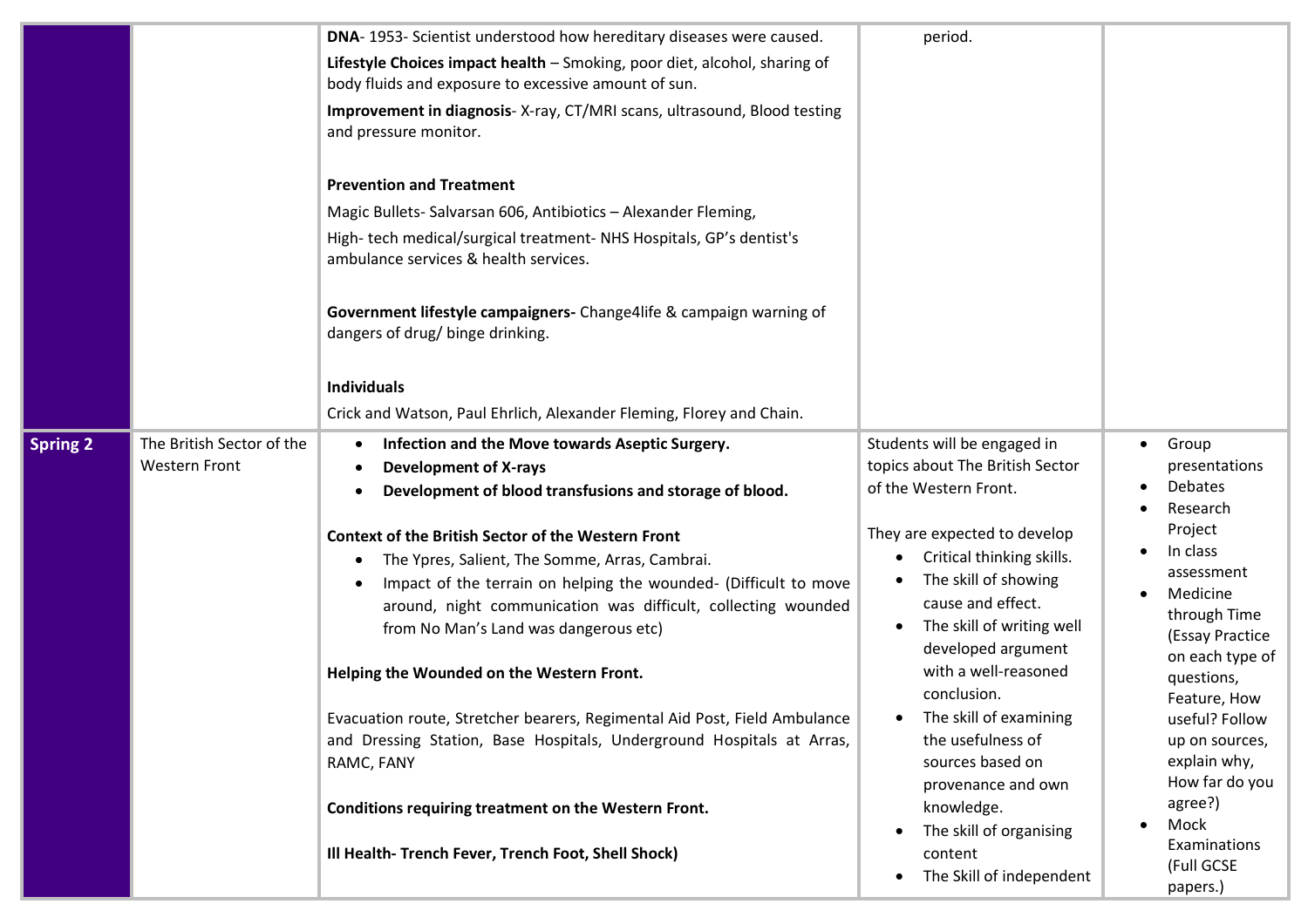| | | | | |
|---|---|---|---|---|
| | | **DNA**- 1953- Scientist understood how hereditary diseases were caused.<br>**Lifestyle Choices impact health** – Smoking, poor diet, alcohol, sharing of body fluids and exposure to excessive amount of sun.<br>**Improvement in diagnosis**- X-ray, CT/MRI scans, ultrasound, Blood testing and pressure monitor.<br><br>**Prevention and Treatment**<br>Magic Bullets- Salvarsan 606, Antibiotics – Alexander Fleming,<br>High- tech medical/surgical treatment- NHS Hospitals, GP's dentist's ambulance services & health services.<br><br>**Government lifestyle campaigners-** Change4life & campaign warning of dangers of drug/ binge drinking.<br><br>**Individuals**<br>Crick and Watson, Paul Ehrlich, Alexander Fleming, Florey and Chain. | period. | |
| **Spring 2** | The British Sector of the Western Front | • **Infection and the Move towards Aseptic Surgery.**<br>• **Development of X-rays**<br>• **Development of blood transfusions and storage of blood.**<br><br>**Context of the British Sector of the Western Front**<br>• The Ypres, Salient, The Somme, Arras, Cambrai.<br>• Impact of the terrain on helping the wounded- (Difficult to move around, night communication was difficult, collecting wounded from No Man's Land was dangerous etc)<br><br>**Helping the Wounded on the Western Front.**<br><br>Evacuation route, Stretcher bearers, Regimental Aid Post, Field Ambulance and Dressing Station, Base Hospitals, Underground Hospitals at Arras, RAMC, FANY<br><br>**Conditions requiring treatment on the Western Front.**<br><br>**Ill Health- Trench Fever, Trench Foot, Shell Shock)** | Students will be engaged in topics about The British Sector of the Western Front.<br><br>They are expected to develop<br>• Critical thinking skills.<br>• The skill of showing cause and effect.<br>• The skill of writing well developed argument with a well-reasoned conclusion.<br>• The skill of examining the usefulness of sources based on provenance and own knowledge.<br>• The skill of organising content<br>• The Skill of independent | • Group presentations<br>• Debates<br>• Research Project<br>• In class assessment<br>• Medicine through Time (Essay Practice on each type of questions, Feature, How useful? Follow up on sources, explain why, How far do you agree?)<br>• Mock Examinations (Full GCSE papers.) |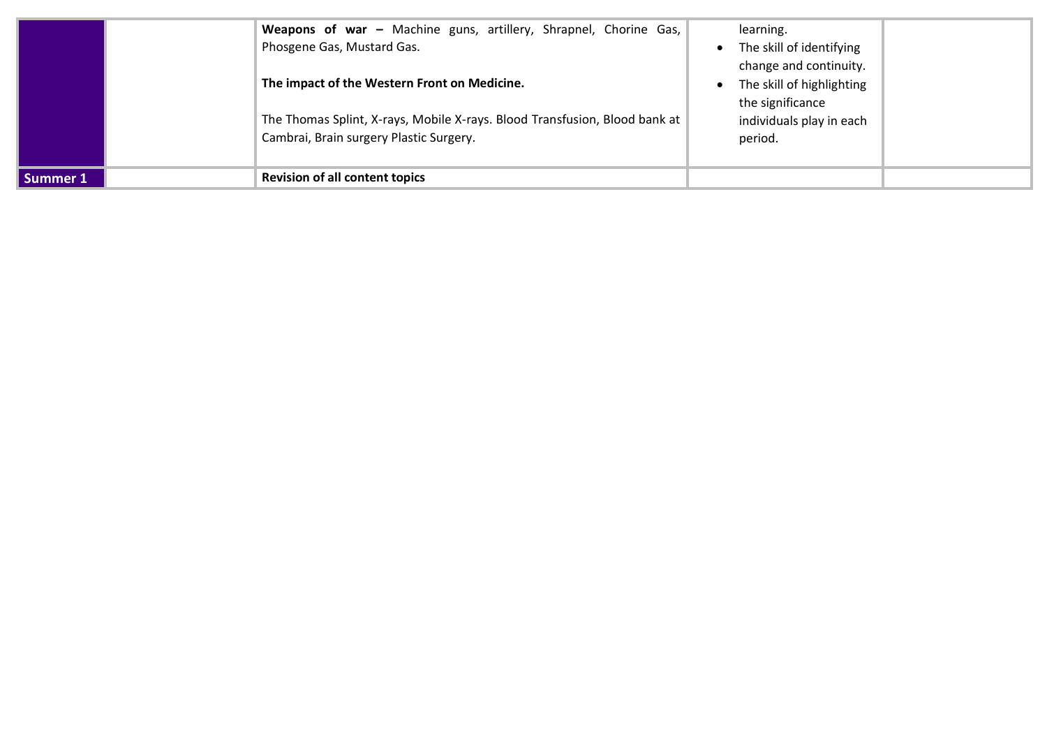| | | | | |
|---|---|---|---|---|
| | | **Weapons of war –** Machine guns, artillery, Shrapnel, Chorine Gas, Phosgene Gas, Mustard Gas.<br><br>**The impact of the Western Front on Medicine.**<br><br>The Thomas Splint, X-rays, Mobile X-rays. Blood Transfusion, Blood bank at Cambrai, Brain surgery Plastic Surgery. | learning.<br>• The skill of identifying change and continuity.<br>• The skill of highlighting the significance individuals play in each period. | |
| **Summer 1** | | **Revision of all content topics** | | |